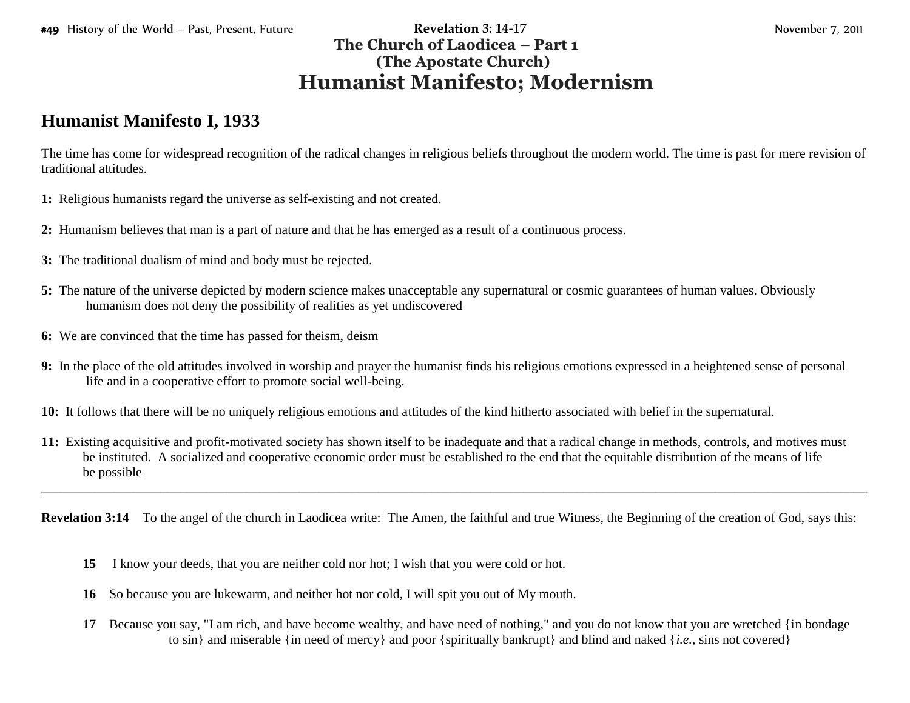**#49** History of the World – Past, Present, Future **Revelation 3: 14-17** November 7, 2011

**The Church of Laodicea – Part 1**
**(The Apostate Church)**

# Humanist Manifesto; Modernism

## Humanist Manifesto I, 1933

The time has come for widespread recognition of the radical changes in religious beliefs throughout the modern world. The time is past for mere revision of traditional attitudes.

**1:** Religious humanists regard the universe as self-existing and not created.

**2:** Humanism believes that man is a part of nature and that he has emerged as a result of a continuous process.

**3:** The traditional dualism of mind and body must be rejected.

**5:** The nature of the universe depicted by modern science makes unacceptable any supernatural or cosmic guarantees of human values. Obviously humanism does not deny the possibility of realities as yet undiscovered

**6:** We are convinced that the time has passed for theism, deism

**9:** In the place of the old attitudes involved in worship and prayer the humanist finds his religious emotions expressed in a heightened sense of personal life and in a cooperative effort to promote social well-being.

**10:** It follows that there will be no uniquely religious emotions and attitudes of the kind hitherto associated with belief in the supernatural.

**11:** Existing acquisitive and profit-motivated society has shown itself to be inadequate and that a radical change in methods, controls, and motives must be instituted. A socialized and cooperative economic order must be established to the end that the equitable distribution of the means of life be possible

---

**Revelation 3:14** To the angel of the church in Laodicea write: The Amen, the faithful and true Witness, the Beginning of the creation of God, says this:

**15** I know your deeds, that you are neither cold nor hot; I wish that you were cold or hot.

**16** So because you are lukewarm, and neither hot nor cold, I will spit you out of My mouth.

**17** Because you say, "I am rich, and have become wealthy, and have need of nothing," and you do not know that you are wretched {in bondage to sin} and miserable {in need of mercy} and poor {spiritually bankrupt} and blind and naked {*i.e.*, sins not covered}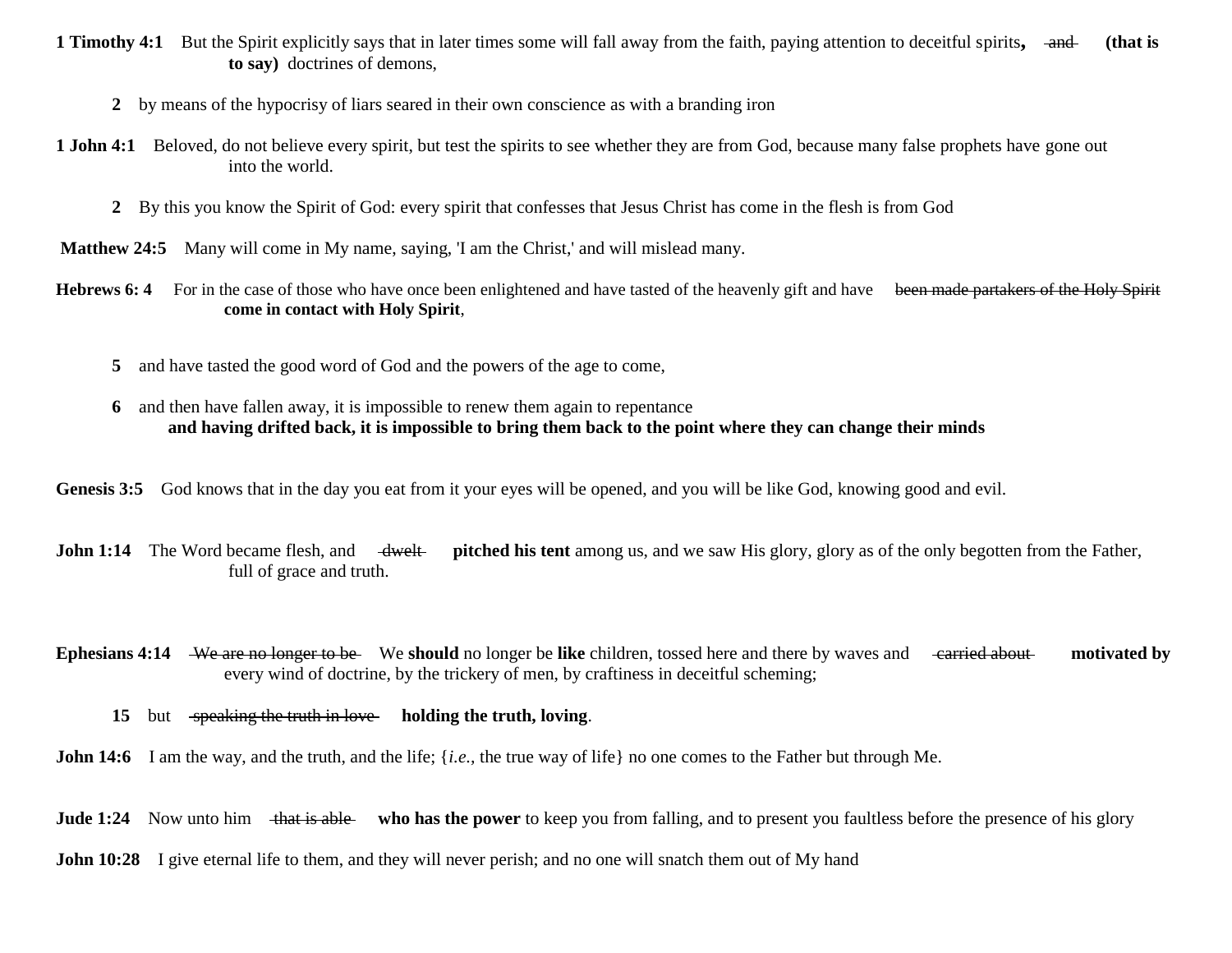**1 Timothy 4:1** But the Spirit explicitly says that in later times some will fall away from the faith, paying attention to deceitful spirits**,** ~~and~~ **(that is to say)** doctrines of demons,

**2** by means of the hypocrisy of liars seared in their own conscience as with a branding iron

**1 John 4:1** Beloved, do not believe every spirit, but test the spirits to see whether they are from God, because many false prophets have gone out into the world.

**2** By this you know the Spirit of God: every spirit that confesses that Jesus Christ has come in the flesh is from God

**Matthew 24:5** Many will come in My name, saying, 'I am the Christ,' and will mislead many.

**Hebrews 6: 4** For in the case of those who have once been enlightened and have tasted of the heavenly gift and have ~~been made partakers of the Holy Spirit~~ **come in contact with Holy Spirit**,

**5** and have tasted the good word of God and the powers of the age to come,

**6** and then have fallen away, it is impossible to renew them again to repentance
**and having drifted back, it is impossible to bring them back to the point where they can change their minds**

**Genesis 3:5** God knows that in the day you eat from it your eyes will be opened, and you will be like God, knowing good and evil.

**John 1:14** The Word became flesh, and ~~dwelt~~ **pitched his tent** among us, and we saw His glory, glory as of the only begotten from the Father, full of grace and truth.

**Ephesians 4:14** ~~We are no longer to be~~ We **should** no longer be **like** children, tossed here and there by waves and ~~carried about~~ **motivated by** every wind of doctrine, by the trickery of men, by craftiness in deceitful scheming;

**15** but ~~speaking the truth in love~~ **holding the truth, loving**.

**John 14:6** I am the way, and the truth, and the life; {*i.e.*, the true way of life} no one comes to the Father but through Me.

**Jude 1:24** Now unto him ~~that is able~~ **who has the power** to keep you from falling, and to present you faultless before the presence of his glory

**John 10:28** I give eternal life to them, and they will never perish; and no one will snatch them out of My hand